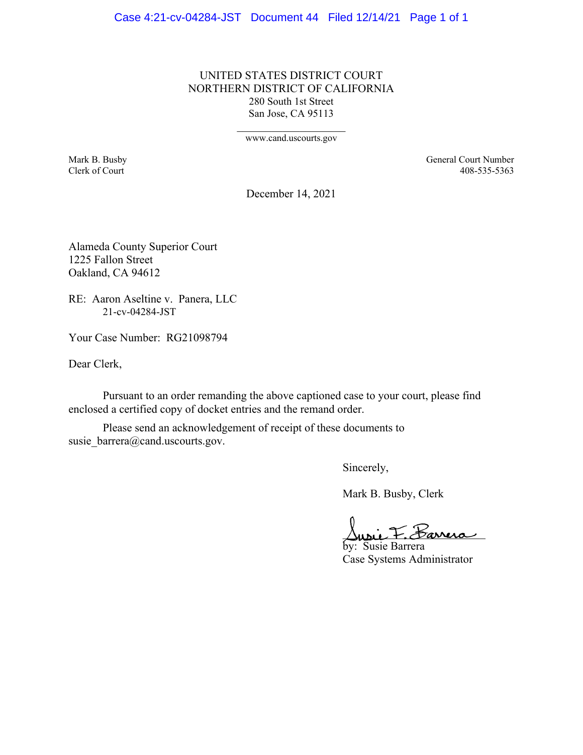UNITED STATES DISTRICT COURT
NORTHERN DISTRICT OF CALIFORNIA
280 South 1st Street
San Jose, CA 95113

www.cand.uscourts.gov

Mark B. Busby
Clerk of Court

General Court Number
408-535-5363

December 14, 2021

Alameda County Superior Court
1225 Fallon Street
Oakland, CA 94612

RE: Aaron Aseltine v. Panera, LLC
21-cv-04284-JST

Your Case Number: RG21098794

Dear Clerk,

Pursuant to an order remanding the above captioned case to your court, please find enclosed a certified copy of docket entries and the remand order.

Please send an acknowledgement of receipt of these documents to susie_barrera@cand.uscourts.gov.

Sincerely,

Mark B. Busby, Clerk

Susie F. Barrera
by: Susie Barrera
Case Systems Administrator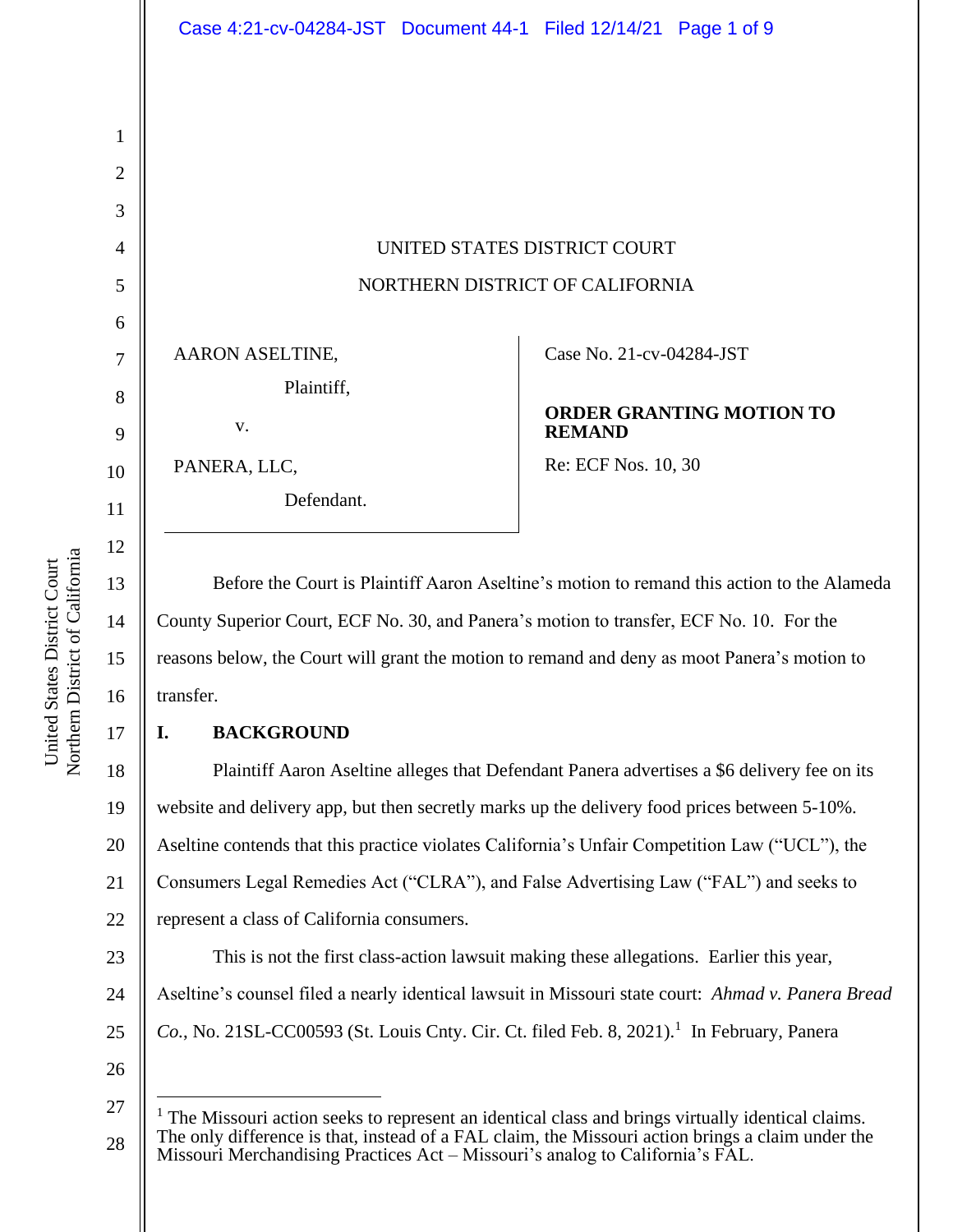UNITED STATES DISTRICT COURT

NORTHERN DISTRICT OF CALIFORNIA

AARON ASELTINE,

Plaintiff,

v.

PANERA, LLC,

Defendant.

Case No. 21-cv-04284-JST

**ORDER GRANTING MOTION TO REMAND**

Re: ECF Nos. 10, 30

Before the Court is Plaintiff Aaron Aseltine's motion to remand this action to the Alameda County Superior Court, ECF No. 30, and Panera's motion to transfer, ECF No. 10. For the reasons below, the Court will grant the motion to remand and deny as moot Panera's motion to transfer.

## I. BACKGROUND

Plaintiff Aaron Aseltine alleges that Defendant Panera advertises a $6 delivery fee on its website and delivery app, but then secretly marks up the delivery food prices between 5-10%. Aseltine contends that this practice violates California's Unfair Competition Law ("UCL"), the Consumers Legal Remedies Act ("CLRA"), and False Advertising Law ("FAL") and seeks to represent a class of California consumers.

This is not the first class-action lawsuit making these allegations. Earlier this year, Aseltine's counsel filed a nearly identical lawsuit in Missouri state court: *Ahmad v. Panera Bread Co.*, No. 21SL-CC00593 (St. Louis Cnty. Cir. Ct. filed Feb. 8, 2021).[1] In February, Panera

[1] The Missouri action seeks to represent an identical class and brings virtually identical claims. The only difference is that, instead of a FAL claim, the Missouri action brings a claim under the Missouri Merchandising Practices Act – Missouri's analog to California's FAL.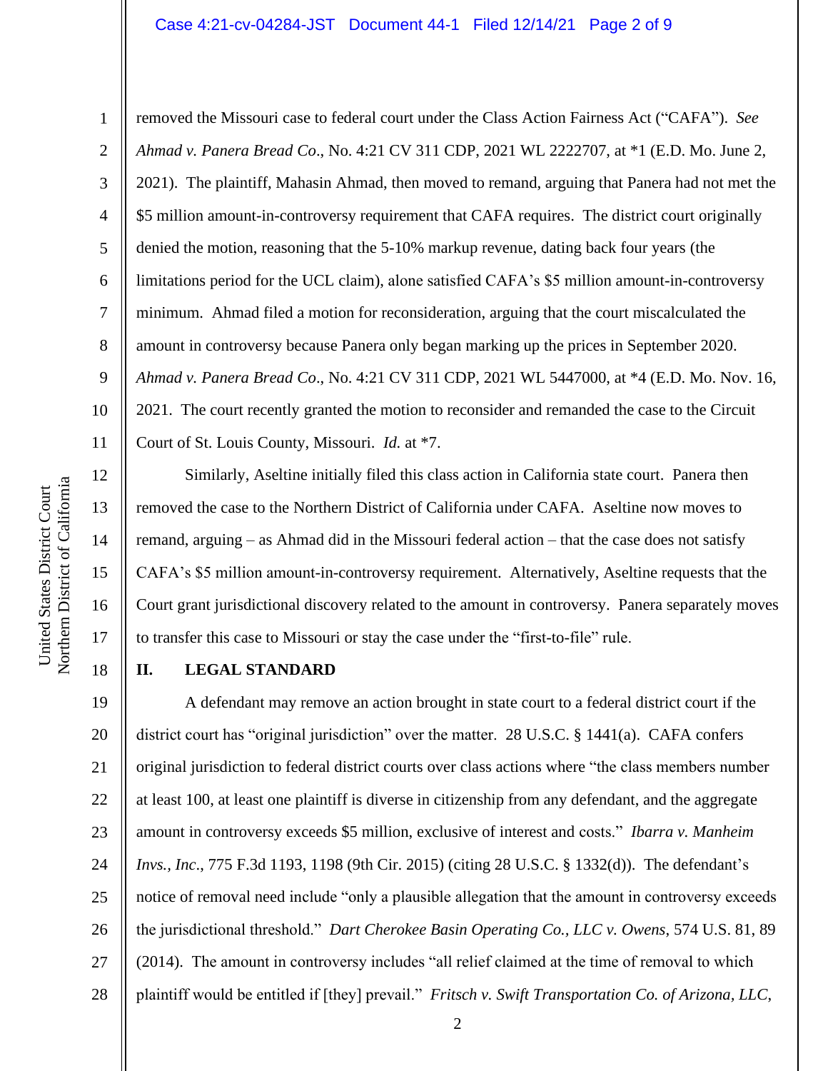removed the Missouri case to federal court under the Class Action Fairness Act ("CAFA"). *See Ahmad v. Panera Bread Co*., No. 4:21 CV 311 CDP, 2021 WL 2222707, at *1 (E.D. Mo. June 2, 2021). The plaintiff, Mahasin Ahmad, then moved to remand, arguing that Panera had not met the $5 million amount-in-controversy requirement that CAFA requires. The district court originally denied the motion, reasoning that the 5-10% markup revenue, dating back four years (the limitations period for the UCL claim), alone satisfied CAFA's $5 million amount-in-controversy minimum. Ahmad filed a motion for reconsideration, arguing that the court miscalculated the amount in controversy because Panera only began marking up the prices in September 2020. *Ahmad v. Panera Bread Co*., No. 4:21 CV 311 CDP, 2021 WL 5447000, at *4 (E.D. Mo. Nov. 16, 2021. The court recently granted the motion to reconsider and remanded the case to the Circuit Court of St. Louis County, Missouri. *Id.* at *7.

Similarly, Aseltine initially filed this class action in California state court. Panera then removed the case to the Northern District of California under CAFA. Aseltine now moves to remand, arguing – as Ahmad did in the Missouri federal action – that the case does not satisfy CAFA's $5 million amount-in-controversy requirement. Alternatively, Aseltine requests that the Court grant jurisdictional discovery related to the amount in controversy. Panera separately moves to transfer this case to Missouri or stay the case under the "first-to-file" rule.

## II. LEGAL STANDARD

A defendant may remove an action brought in state court to a federal district court if the district court has "original jurisdiction" over the matter. 28 U.S.C. § 1441(a). CAFA confers original jurisdiction to federal district courts over class actions where "the class members number at least 100, at least one plaintiff is diverse in citizenship from any defendant, and the aggregate amount in controversy exceeds $5 million, exclusive of interest and costs." *Ibarra v. Manheim Invs., Inc*., 775 F.3d 1193, 1198 (9th Cir. 2015) (citing 28 U.S.C. § 1332(d)). The defendant's notice of removal need include "only a plausible allegation that the amount in controversy exceeds the jurisdictional threshold." *Dart Cherokee Basin Operating Co., LLC v. Owens*, 574 U.S. 81, 89 (2014). The amount in controversy includes "all relief claimed at the time of removal to which plaintiff would be entitled if [they] prevail." *Fritsch v. Swift Transportation Co. of Arizona, LLC,*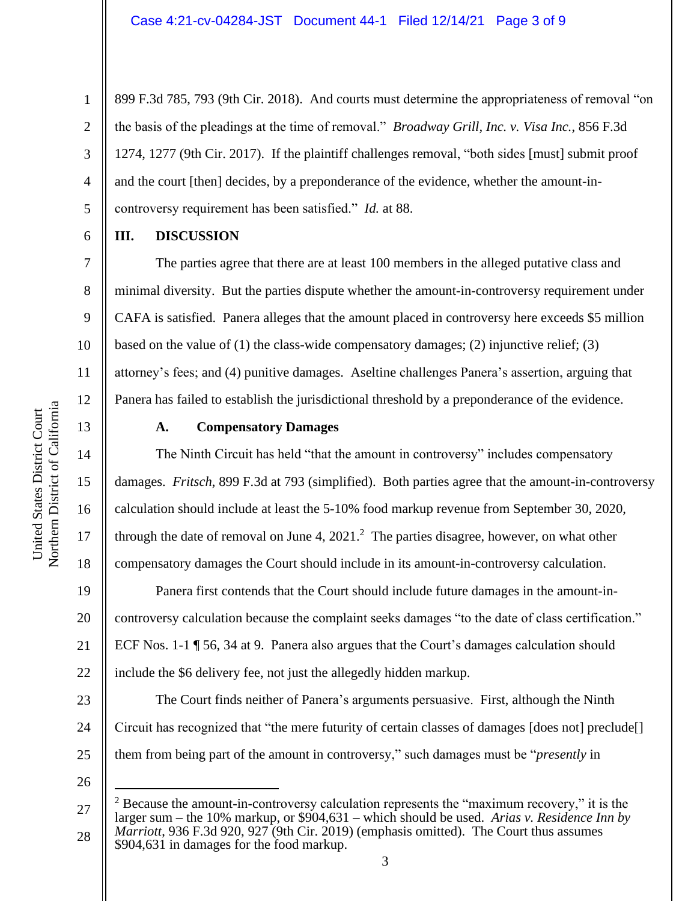899 F.3d 785, 793 (9th Cir. 2018). And courts must determine the appropriateness of removal "on the basis of the pleadings at the time of removal." *Broadway Grill, Inc. v. Visa Inc.*, 856 F.3d 1274, 1277 (9th Cir. 2017). If the plaintiff challenges removal, "both sides [must] submit proof and the court [then] decides, by a preponderance of the evidence, whether the amount-in-controversy requirement has been satisfied." *Id.* at 88.

## III. DISCUSSION

The parties agree that there are at least 100 members in the alleged putative class and minimal diversity. But the parties dispute whether the amount-in-controversy requirement under CAFA is satisfied. Panera alleges that the amount placed in controversy here exceeds $5 million based on the value of (1) the class-wide compensatory damages; (2) injunctive relief; (3) attorney's fees; and (4) punitive damages. Aseltine challenges Panera's assertion, arguing that Panera has failed to establish the jurisdictional threshold by a preponderance of the evidence.

### A. Compensatory Damages

The Ninth Circuit has held "that the amount in controversy" includes compensatory damages. *Fritsch*, 899 F.3d at 793 (simplified). Both parties agree that the amount-in-controversy calculation should include at least the 5-10% food markup revenue from September 30, 2020, through the date of removal on June 4, 2021.[2] The parties disagree, however, on what other compensatory damages the Court should include in its amount-in-controversy calculation.

Panera first contends that the Court should include future damages in the amount-in-controversy calculation because the complaint seeks damages "to the date of class certification." ECF Nos. 1-1 ¶ 56, 34 at 9. Panera also argues that the Court's damages calculation should include the $6 delivery fee, not just the allegedly hidden markup.

The Court finds neither of Panera's arguments persuasive. First, although the Ninth Circuit has recognized that "the mere futurity of certain classes of damages [does not] preclude[] them from being part of the amount in controversy," such damages must be "*presently* in

---

[2] Because the amount-in-controversy calculation represents the "maximum recovery," it is the larger sum – the 10% markup, or $904,631 – which should be used. *Arias v. Residence Inn by Marriott*, 936 F.3d 920, 927 (9th Cir. 2019) (emphasis omitted). The Court thus assumes $904,631 in damages for the food markup.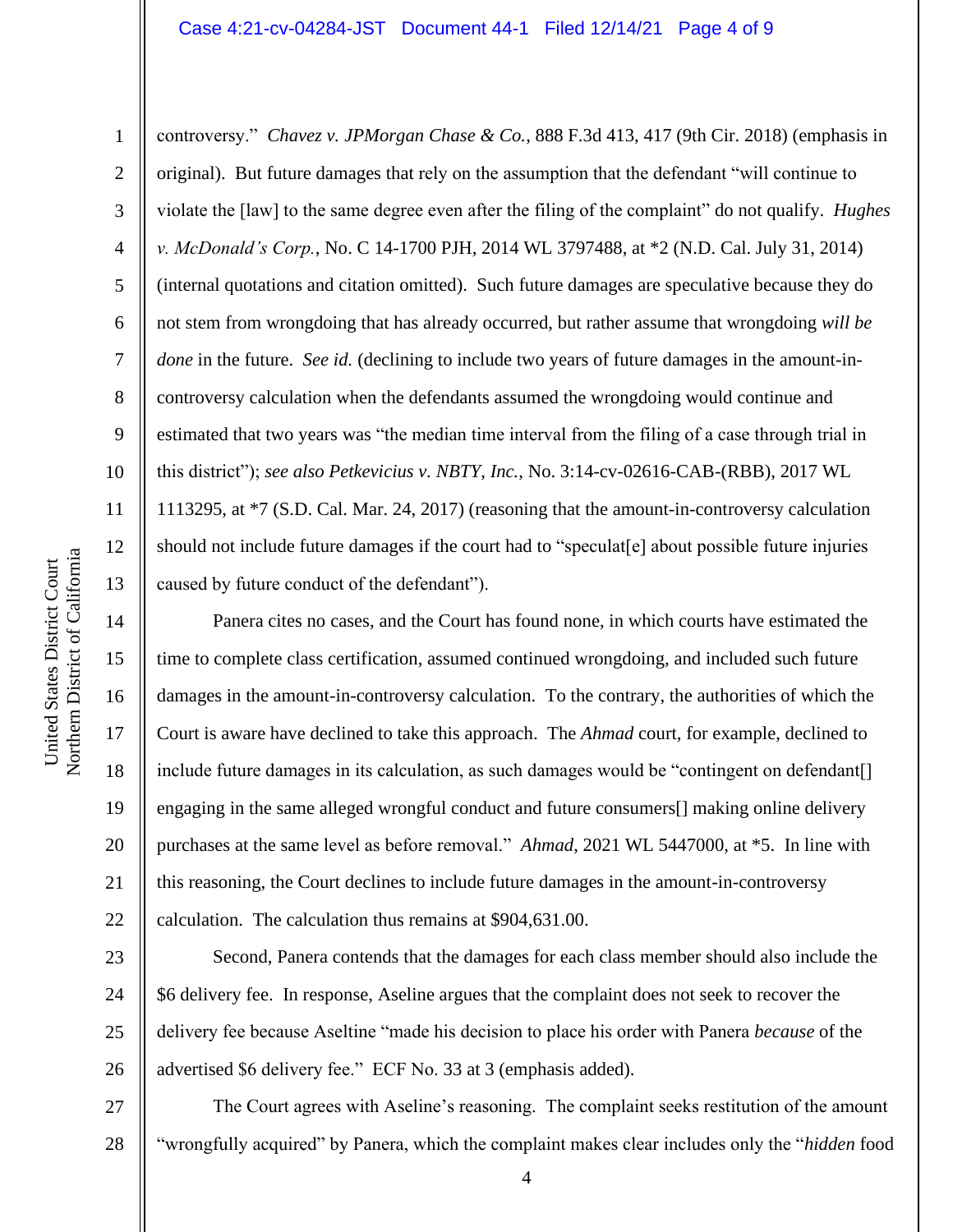controversy." *Chavez v. JPMorgan Chase & Co.*, 888 F.3d 413, 417 (9th Cir. 2018) (emphasis in original). But future damages that rely on the assumption that the defendant "will continue to violate the [law] to the same degree even after the filing of the complaint" do not qualify. *Hughes v. McDonald's Corp.*, No. C 14-1700 PJH, 2014 WL 3797488, at *2 (N.D. Cal. July 31, 2014) (internal quotations and citation omitted). Such future damages are speculative because they do not stem from wrongdoing that has already occurred, but rather assume that wrongdoing *will be done* in the future. *See id.* (declining to include two years of future damages in the amount-in-controversy calculation when the defendants assumed the wrongdoing would continue and estimated that two years was "the median time interval from the filing of a case through trial in this district"); *see also Petkevicius v. NBTY, Inc.*, No. 3:14-cv-02616-CAB-(RBB), 2017 WL 1113295, at *7 (S.D. Cal. Mar. 24, 2017) (reasoning that the amount-in-controversy calculation should not include future damages if the court had to "speculat[e] about possible future injuries caused by future conduct of the defendant").

Panera cites no cases, and the Court has found none, in which courts have estimated the time to complete class certification, assumed continued wrongdoing, and included such future damages in the amount-in-controversy calculation. To the contrary, the authorities of which the Court is aware have declined to take this approach. The *Ahmad* court, for example, declined to include future damages in its calculation, as such damages would be "contingent on defendant[] engaging in the same alleged wrongful conduct and future consumers[] making online delivery purchases at the same level as before removal." *Ahmad*, 2021 WL 5447000, at *5. In line with this reasoning, the Court declines to include future damages in the amount-in-controversy calculation. The calculation thus remains at $904,631.00.

Second, Panera contends that the damages for each class member should also include the $6 delivery fee. In response, Aseline argues that the complaint does not seek to recover the delivery fee because Aseltine "made his decision to place his order with Panera *because* of the advertised $6 delivery fee." ECF No. 33 at 3 (emphasis added).

The Court agrees with Aseline's reasoning. The complaint seeks restitution of the amount "wrongfully acquired" by Panera, which the complaint makes clear includes only the "*hidden* food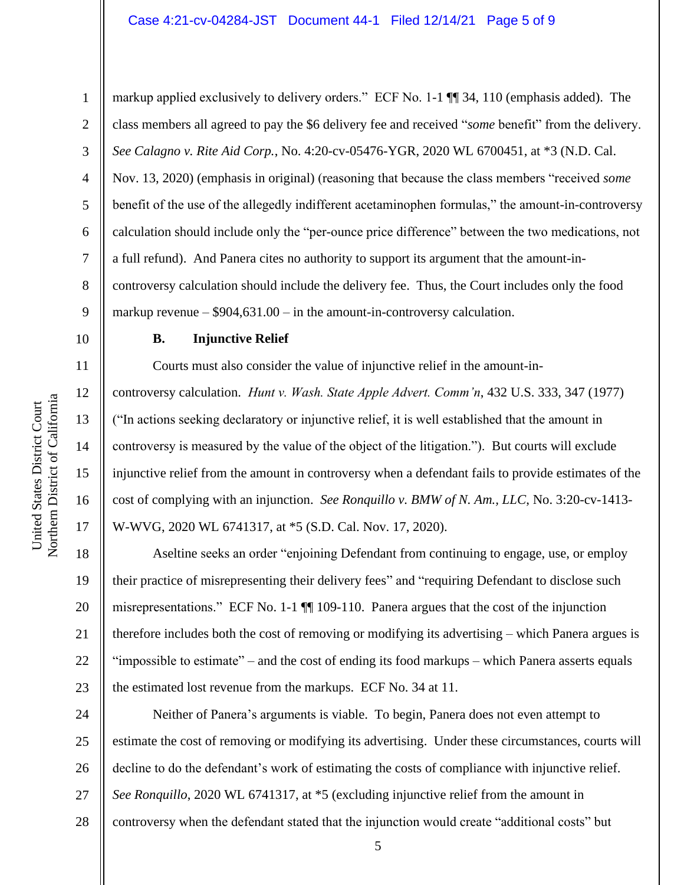markup applied exclusively to delivery orders." ECF No. 1-1 ¶¶ 34, 110 (emphasis added). The class members all agreed to pay the $6 delivery fee and received "*some* benefit" from the delivery. *See Calagno v. Rite Aid Corp.*, No. 4:20-cv-05476-YGR, 2020 WL 6700451, at *3 (N.D. Cal. Nov. 13, 2020) (emphasis in original) (reasoning that because the class members "received *some* benefit of the use of the allegedly indifferent acetaminophen formulas," the amount-in-controversy calculation should include only the "per-ounce price difference" between the two medications, not a full refund). And Panera cites no authority to support its argument that the amount-in-controversy calculation should include the delivery fee. Thus, the Court includes only the food markup revenue – $904,631.00 – in the amount-in-controversy calculation.

### B. Injunctive Relief

Courts must also consider the value of injunctive relief in the amount-in-controversy calculation. *Hunt v. Wash. State Apple Advert. Comm'n*, 432 U.S. 333, 347 (1977) ("In actions seeking declaratory or injunctive relief, it is well established that the amount in controversy is measured by the value of the object of the litigation."). But courts will exclude injunctive relief from the amount in controversy when a defendant fails to provide estimates of the cost of complying with an injunction. *See Ronquillo v. BMW of N. Am., LLC*, No. 3:20-cv-1413-W-WVG, 2020 WL 6741317, at *5 (S.D. Cal. Nov. 17, 2020).

Aseltine seeks an order "enjoining Defendant from continuing to engage, use, or employ their practice of misrepresenting their delivery fees" and "requiring Defendant to disclose such misrepresentations." ECF No. 1-1 ¶¶ 109-110. Panera argues that the cost of the injunction therefore includes both the cost of removing or modifying its advertising – which Panera argues is "impossible to estimate" – and the cost of ending its food markups – which Panera asserts equals the estimated lost revenue from the markups. ECF No. 34 at 11.

Neither of Panera's arguments is viable. To begin, Panera does not even attempt to estimate the cost of removing or modifying its advertising. Under these circumstances, courts will decline to do the defendant's work of estimating the costs of compliance with injunctive relief. *See Ronquillo*, 2020 WL 6741317, at *5 (excluding injunctive relief from the amount in controversy when the defendant stated that the injunction would create "additional costs" but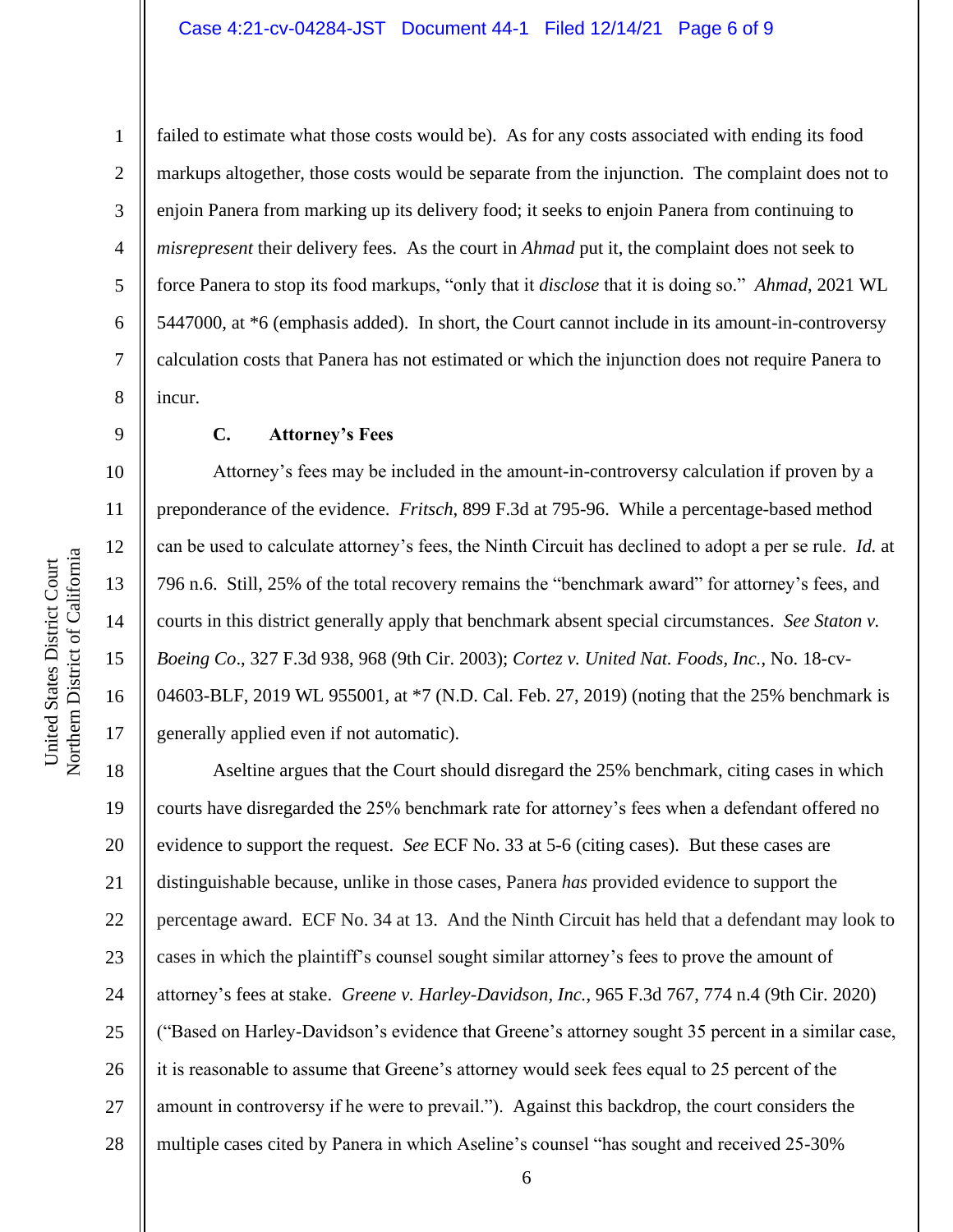failed to estimate what those costs would be). As for any costs associated with ending its food markups altogether, those costs would be separate from the injunction. The complaint does not to enjoin Panera from marking up its delivery food; it seeks to enjoin Panera from continuing to *misrepresent* their delivery fees. As the court in *Ahmad* put it, the complaint does not seek to force Panera to stop its food markups, "only that it *disclose* that it is doing so." *Ahmad*, 2021 WL 5447000, at *6 (emphasis added). In short, the Court cannot include in its amount-in-controversy calculation costs that Panera has not estimated or which the injunction does not require Panera to incur.

### C. Attorney's Fees

Attorney's fees may be included in the amount-in-controversy calculation if proven by a preponderance of the evidence. *Fritsch*, 899 F.3d at 795-96. While a percentage-based method can be used to calculate attorney's fees, the Ninth Circuit has declined to adopt a per se rule. *Id.* at 796 n.6. Still, 25% of the total recovery remains the "benchmark award" for attorney's fees, and courts in this district generally apply that benchmark absent special circumstances. *See Staton v. Boeing Co*., 327 F.3d 938, 968 (9th Cir. 2003); *Cortez v. United Nat. Foods, Inc.*, No. 18-cv-04603-BLF, 2019 WL 955001, at *7 (N.D. Cal. Feb. 27, 2019) (noting that the 25% benchmark is generally applied even if not automatic).

Aseltine argues that the Court should disregard the 25% benchmark, citing cases in which courts have disregarded the 25% benchmark rate for attorney's fees when a defendant offered no evidence to support the request. *See* ECF No. 33 at 5-6 (citing cases). But these cases are distinguishable because, unlike in those cases, Panera *has* provided evidence to support the percentage award. ECF No. 34 at 13. And the Ninth Circuit has held that a defendant may look to cases in which the plaintiff's counsel sought similar attorney's fees to prove the amount of attorney's fees at stake. *Greene v. Harley-Davidson, Inc.*, 965 F.3d 767, 774 n.4 (9th Cir. 2020) ("Based on Harley-Davidson's evidence that Greene's attorney sought 35 percent in a similar case, it is reasonable to assume that Greene's attorney would seek fees equal to 25 percent of the amount in controversy if he were to prevail."). Against this backdrop, the court considers the multiple cases cited by Panera in which Aseline's counsel "has sought and received 25-30%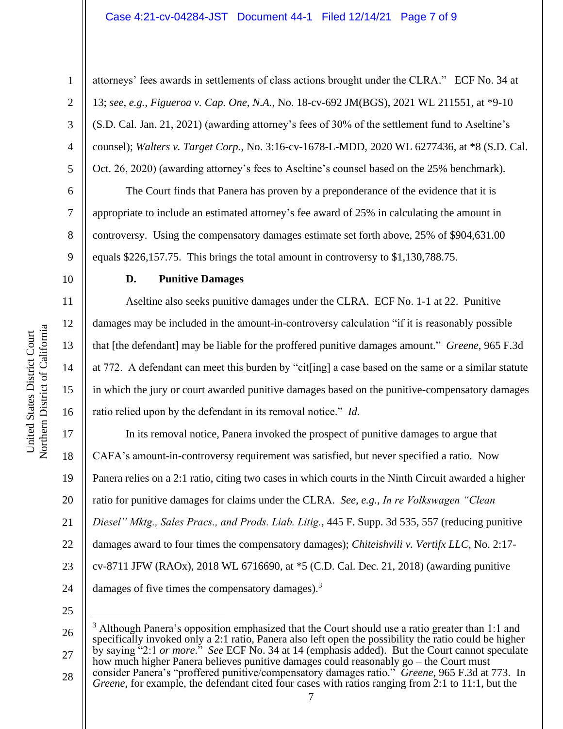attorneys' fees awards in settlements of class actions brought under the CLRA." ECF No. 34 at 13; *see, e.g.*, *Figueroa v. Cap. One, N.A.*, No. 18-cv-692 JM(BGS), 2021 WL 211551, at *9-10 (S.D. Cal. Jan. 21, 2021) (awarding attorney's fees of 30% of the settlement fund to Aseltine's counsel); *Walters v. Target Corp.*, No. 3:16-cv-1678-L-MDD, 2020 WL 6277436, at *8 (S.D. Cal. Oct. 26, 2020) (awarding attorney's fees to Aseltine's counsel based on the 25% benchmark).

The Court finds that Panera has proven by a preponderance of the evidence that it is appropriate to include an estimated attorney's fee award of 25% in calculating the amount in controversy. Using the compensatory damages estimate set forth above, 25% of $904,631.00 equals $226,157.75. This brings the total amount in controversy to $1,130,788.75.

### D. Punitive Damages

Aseltine also seeks punitive damages under the CLRA. ECF No. 1-1 at 22. Punitive damages may be included in the amount-in-controversy calculation "if it is reasonably possible that [the defendant] may be liable for the proffered punitive damages amount." *Greene*, 965 F.3d at 772. A defendant can meet this burden by "cit[ing] a case based on the same or a similar statute in which the jury or court awarded punitive damages based on the punitive-compensatory damages ratio relied upon by the defendant in its removal notice." *Id.*

In its removal notice, Panera invoked the prospect of punitive damages to argue that CAFA's amount-in-controversy requirement was satisfied, but never specified a ratio. Now Panera relies on a 2:1 ratio, citing two cases in which courts in the Ninth Circuit awarded a higher ratio for punitive damages for claims under the CLRA. *See, e.g.*, *In re Volkswagen "Clean Diesel" Mktg., Sales Pracs., and Prods. Liab. Litig.*, 445 F. Supp. 3d 535, 557 (reducing punitive damages award to four times the compensatory damages); *Chiteishvili v. Vertifx LLC*, No. 2:17-cv-8711 JFW (RAOx), 2018 WL 6716690, at *5 (C.D. Cal. Dec. 21, 2018) (awarding punitive damages of five times the compensatory damages).[3]

---

[3] Although Panera's opposition emphasized that the Court should use a ratio greater than 1:1 and specifically invoked only a 2:1 ratio, Panera also left open the possibility the ratio could be higher by saying "2:1 *or more*." *See* ECF No. 34 at 14 (emphasis added). But the Court cannot speculate how much higher Panera believes punitive damages could reasonably go – the Court must consider Panera's "proffered punitive/compensatory damages ratio." *Greene*, 965 F.3d at 773. In *Greene*, for example, the defendant cited four cases with ratios ranging from 2:1 to 11:1, but the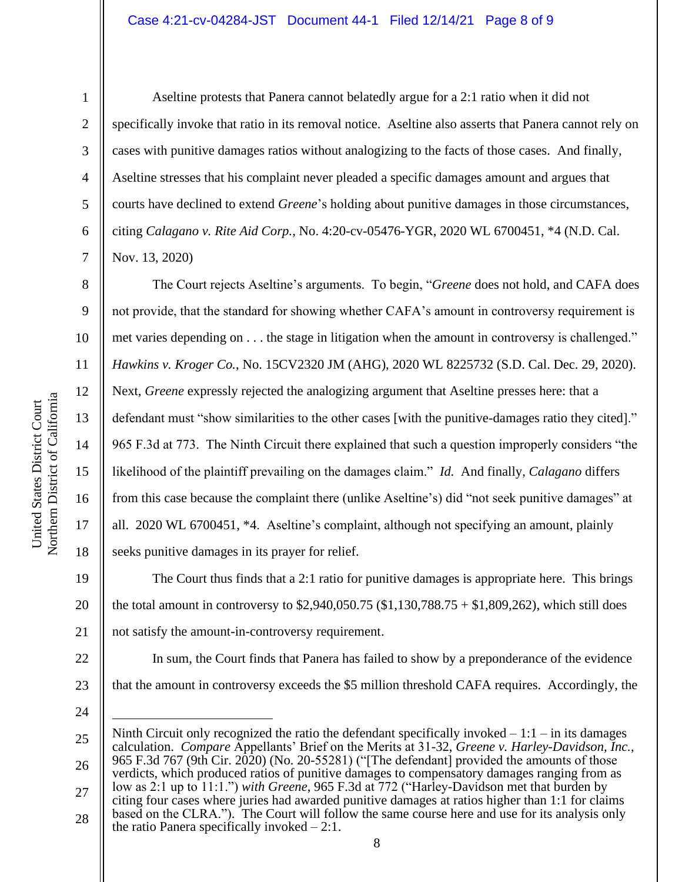Aseltine protests that Panera cannot belatedly argue for a 2:1 ratio when it did not specifically invoke that ratio in its removal notice. Aseltine also asserts that Panera cannot rely on cases with punitive damages ratios without analogizing to the facts of those cases. And finally, Aseltine stresses that his complaint never pleaded a specific damages amount and argues that courts have declined to extend *Greene*'s holding about punitive damages in those circumstances, citing *Calagano v. Rite Aid Corp.*, No. 4:20-cv-05476-YGR, 2020 WL 6700451, *4 (N.D. Cal. Nov. 13, 2020)

The Court rejects Aseltine's arguments. To begin, "*Greene* does not hold, and CAFA does not provide, that the standard for showing whether CAFA's amount in controversy requirement is met varies depending on . . . the stage in litigation when the amount in controversy is challenged." *Hawkins v. Kroger Co.*, No. 15CV2320 JM (AHG), 2020 WL 8225732 (S.D. Cal. Dec. 29, 2020). Next, *Greene* expressly rejected the analogizing argument that Aseltine presses here: that a defendant must "show similarities to the other cases [with the punitive-damages ratio they cited]." 965 F.3d at 773. The Ninth Circuit there explained that such a question improperly considers "the likelihood of the plaintiff prevailing on the damages claim." *Id.* And finally, *Calagano* differs from this case because the complaint there (unlike Aseltine's) did "not seek punitive damages" at all. 2020 WL 6700451, *4. Aseltine's complaint, although not specifying an amount, plainly seeks punitive damages in its prayer for relief.

The Court thus finds that a 2:1 ratio for punitive damages is appropriate here. This brings the total amount in controversy to $2,940,050.75 ($1,130,788.75 + $1,809,262), which still does not satisfy the amount-in-controversy requirement.

In sum, the Court finds that Panera has failed to show by a preponderance of the evidence that the amount in controversy exceeds the $5 million threshold CAFA requires. Accordingly, the

---

Ninth Circuit only recognized the ratio the defendant specifically invoked – 1:1 – in its damages calculation. *Compare* Appellants' Brief on the Merits at 31-32, *Greene v. Harley-Davidson, Inc.*, 965 F.3d 767 (9th Cir. 2020) (No. 20-55281) ("[The defendant] provided the amounts of those verdicts, which produced ratios of punitive damages to compensatory damages ranging from as low as 2:1 up to 11:1.") *with Greene*, 965 F.3d at 772 ("Harley-Davidson met that burden by citing four cases where juries had awarded punitive damages at ratios higher than 1:1 for claims based on the CLRA."). The Court will follow the same course here and use for its analysis only the ratio Panera specifically invoked – 2:1.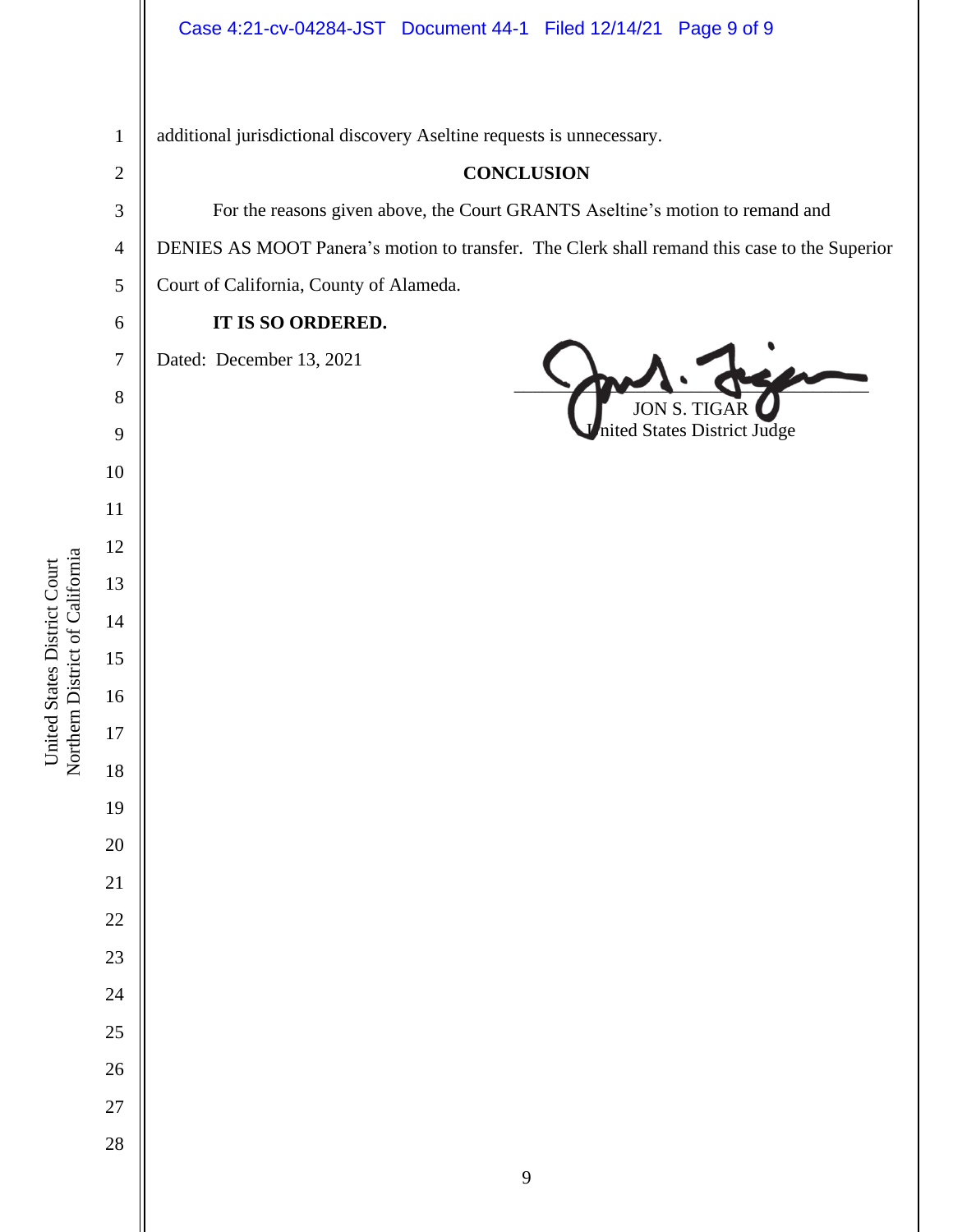additional jurisdictional discovery Aseltine requests is unnecessary.

## CONCLUSION

For the reasons given above, the Court GRANTS Aseltine's motion to remand and DENIES AS MOOT Panera's motion to transfer. The Clerk shall remand this case to the Superior Court of California, County of Alameda.

**IT IS SO ORDERED.**

Dated: December 13, 2021

JON S. TIGAR
United States District Judge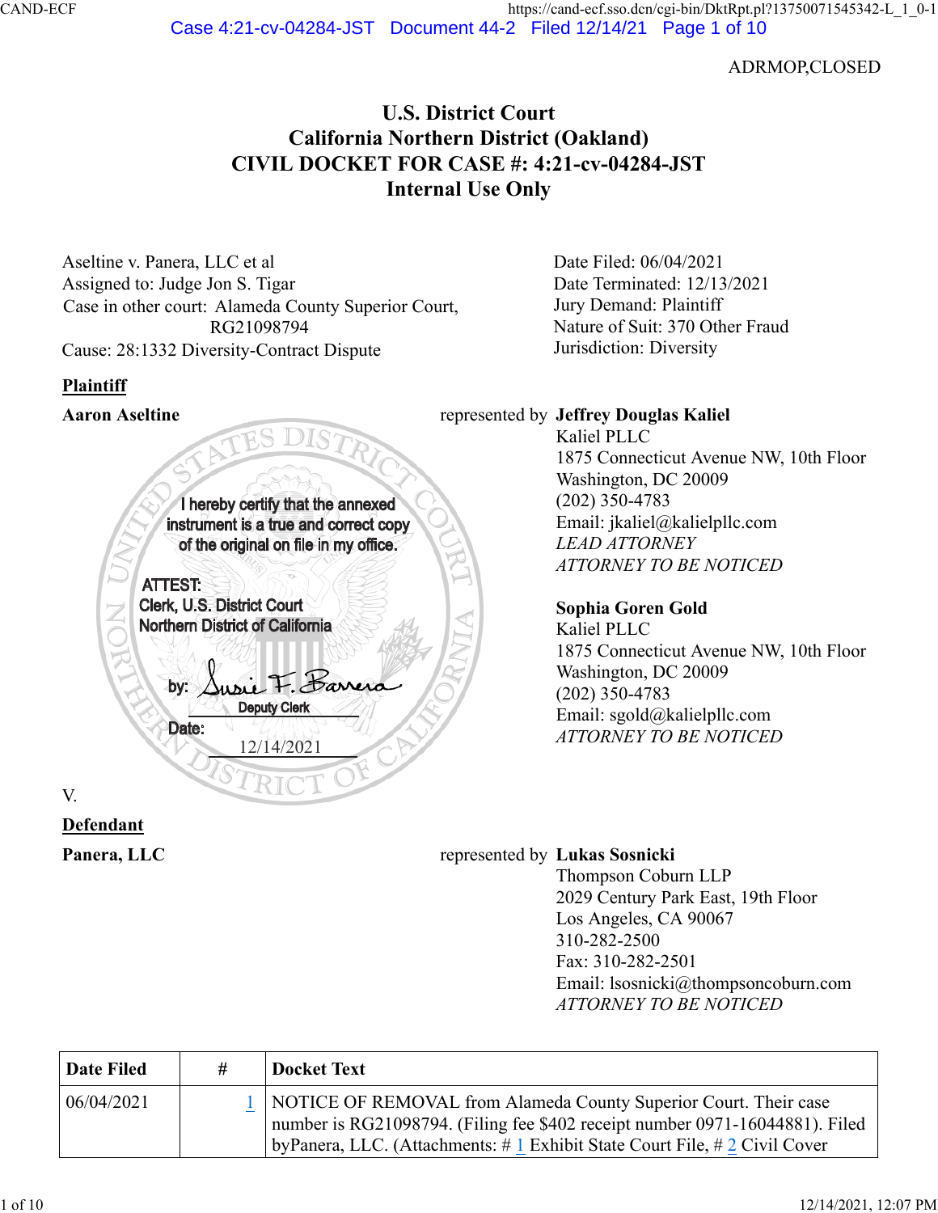ADRMOP,CLOSED

# U.S. District Court
# California Northern District (Oakland)
# CIVIL DOCKET FOR CASE #: 4:21-cv-04284-JST
# Internal Use Only

Aseltine v. Panera, LLC et al
Assigned to: Judge Jon S. Tigar
Case in other court: Alameda County Superior Court, RG21098794
Cause: 28:1332 Diversity-Contract Dispute

Date Filed: 06/04/2021
Date Terminated: 12/13/2021
Jury Demand: Plaintiff
Nature of Suit: 370 Other Fraud
Jurisdiction: Diversity

I hereby certify that the annexed instrument is a true and correct copy of the original on file in my office.
ATTEST:
Clerk, U.S. District Court
Northern District of California
by: Susie F. Barrera
Deputy Clerk
Date: 12/14/2021

**Plaintiff**

**Aaron Aseltine**

represented by **Jeffrey Douglas Kaliel**
Kaliel PLLC
1875 Connecticut Avenue NW, 10th Floor
Washington, DC 20009
(202) 350-4783
Email: jkaliel@kalielpllc.com
*LEAD ATTORNEY*
*ATTORNEY TO BE NOTICED*

**Sophia Goren Gold**
Kaliel PLLC
1875 Connecticut Avenue NW, 10th Floor
Washington, DC 20009
(202) 350-4783
Email: sgold@kalielpllc.com
*ATTORNEY TO BE NOTICED*

V.

**Defendant**

**Panera, LLC**

represented by **Lukas Sosnicki**
Thompson Coburn LLP
2029 Century Park East, 19th Floor
Los Angeles, CA 90067
310-282-2500
Fax: 310-282-2501
Email: lsosnicki@thompsoncoburn.com
*ATTORNEY TO BE NOTICED*

| Date Filed | # | Docket Text |
|---|---|---|
| 06/04/2021 | 1 | NOTICE OF REMOVAL from Alameda County Superior Court. Their case number is RG21098794. (Filing fee $402 receipt number 0971-16044881). Filed byPanera, LLC. (Attachments: # 1 Exhibit State Court File, # 2 Civil Cover |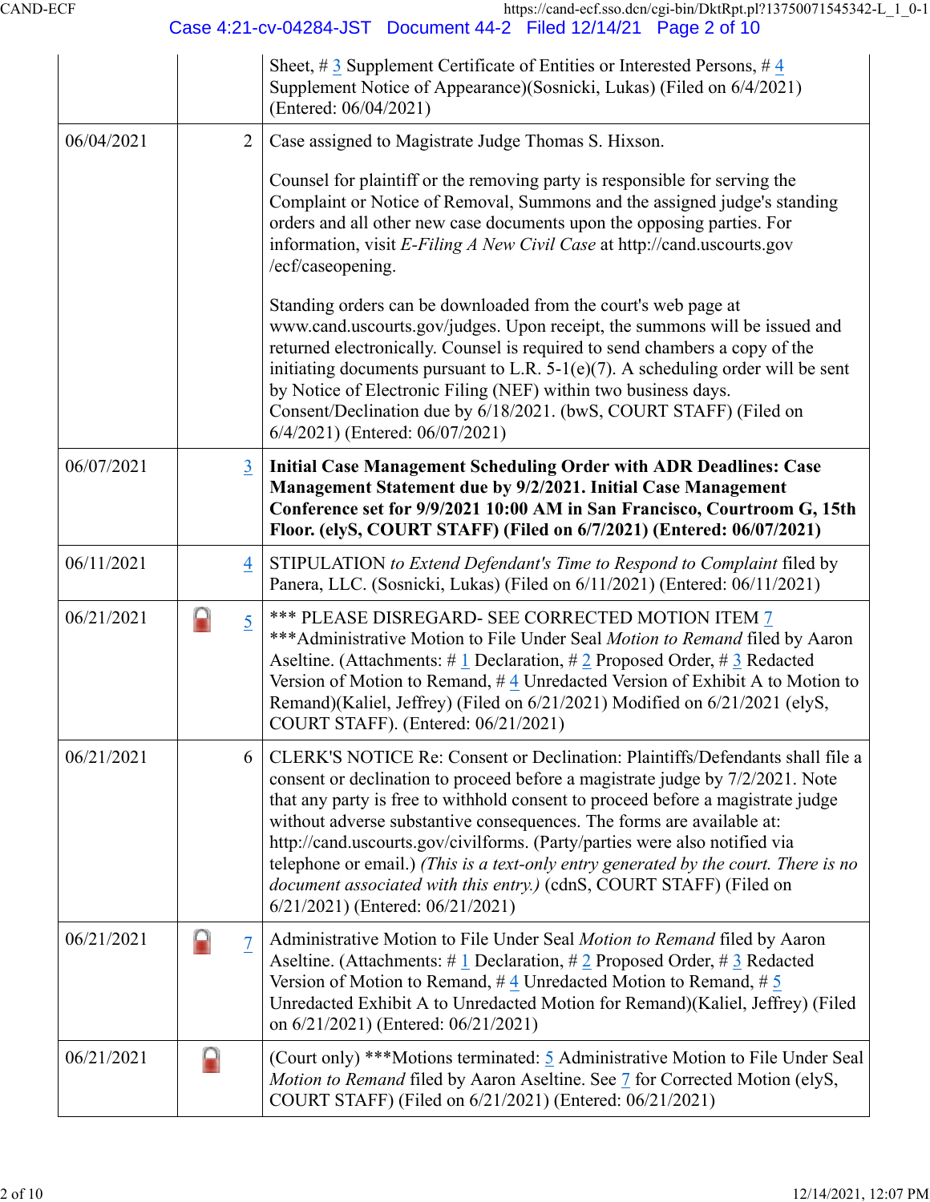| | | |
|---|---|---|
| | | Sheet, # 3 Supplement Certificate of Entities or Interested Persons, # 4 Supplement Notice of Appearance)(Sosnicki, Lukas) (Filed on 6/4/2021) (Entered: 06/04/2021) |
| 06/04/2021 | 2 | Case assigned to Magistrate Judge Thomas S. Hixson.<br><br>Counsel for plaintiff or the removing party is responsible for serving the Complaint or Notice of Removal, Summons and the assigned judge's standing orders and all other new case documents upon the opposing parties. For information, visit *E-Filing A New Civil Case* at http://cand.uscourts.gov /ecf/caseopening.<br><br>Standing orders can be downloaded from the court's web page at www.cand.uscourts.gov/judges. Upon receipt, the summons will be issued and returned electronically. Counsel is required to send chambers a copy of the initiating documents pursuant to L.R. 5-1(e)(7). A scheduling order will be sent by Notice of Electronic Filing (NEF) within two business days. Consent/Declination due by 6/18/2021. (bwS, COURT STAFF) (Filed on 6/4/2021) (Entered: 06/07/2021) |
| 06/07/2021 | 3 | **Initial Case Management Scheduling Order with ADR Deadlines: Case Management Statement due by 9/2/2021. Initial Case Management Conference set for 9/9/2021 10:00 AM in San Francisco, Courtroom G, 15th Floor. (elyS, COURT STAFF) (Filed on 6/7/2021) (Entered: 06/07/2021)** |
| 06/11/2021 | 4 | STIPULATION *to Extend Defendant's Time to Respond to Complaint* filed by Panera, LLC. (Sosnicki, Lukas) (Filed on 6/11/2021) (Entered: 06/11/2021) |
| 06/21/2021 | 5 | *** PLEASE DISREGARD- SEE CORRECTED MOTION ITEM 7 ***Administrative Motion to File Under Seal *Motion to Remand* filed by Aaron Aseltine. (Attachments: # 1 Declaration, # 2 Proposed Order, # 3 Redacted Version of Motion to Remand, # 4 Unredacted Version of Exhibit A to Motion to Remand)(Kaliel, Jeffrey) (Filed on 6/21/2021) Modified on 6/21/2021 (elyS, COURT STAFF). (Entered: 06/21/2021) |
| 06/21/2021 | 6 | CLERK'S NOTICE Re: Consent or Declination: Plaintiffs/Defendants shall file a consent or declination to proceed before a magistrate judge by 7/2/2021. Note that any party is free to withhold consent to proceed before a magistrate judge without adverse substantive consequences. The forms are available at: http://cand.uscourts.gov/civilforms. (Party/parties were also notified via telephone or email.) *(This is a text-only entry generated by the court. There is no document associated with this entry.)* (cdnS, COURT STAFF) (Filed on 6/21/2021) (Entered: 06/21/2021) |
| 06/21/2021 | 7 | Administrative Motion to File Under Seal *Motion to Remand* filed by Aaron Aseltine. (Attachments: # 1 Declaration, # 2 Proposed Order, # 3 Redacted Version of Motion to Remand, # 4 Unredacted Motion to Remand, # 5 Unredacted Exhibit A to Unredacted Motion for Remand)(Kaliel, Jeffrey) (Filed on 6/21/2021) (Entered: 06/21/2021) |
| 06/21/2021 | | (Court only) ***Motions terminated: 5 Administrative Motion to File Under Seal *Motion to Remand* filed by Aaron Aseltine. See 7 for Corrected Motion (elyS, COURT STAFF) (Filed on 6/21/2021) (Entered: 06/21/2021) |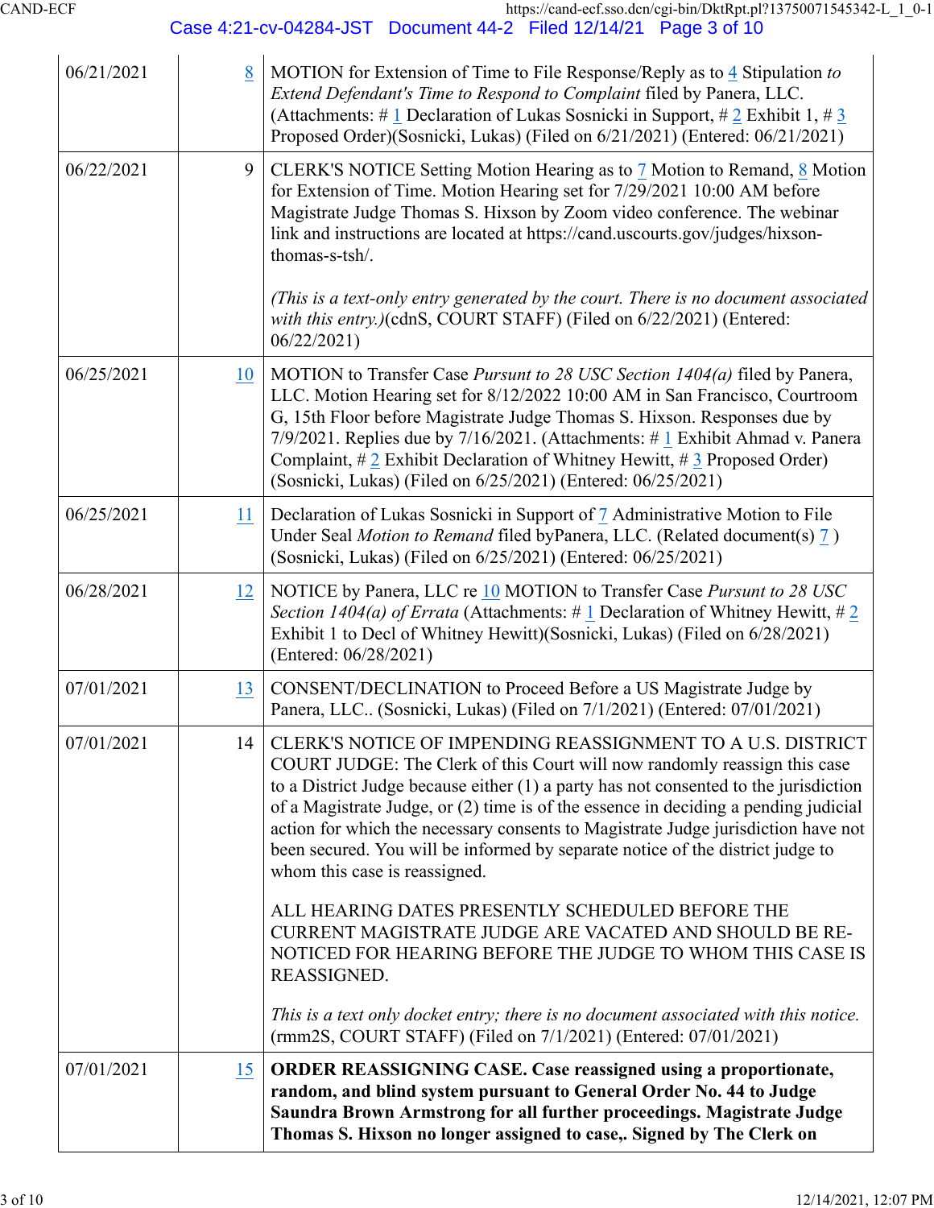| | | |
|---|---|---|
| 06/21/2021 | 8 | MOTION for Extension of Time to File Response/Reply as to 4 Stipulation *to Extend Defendant's Time to Respond to Complaint* filed by Panera, LLC. (Attachments: # 1 Declaration of Lukas Sosnicki in Support, # 2 Exhibit 1, # 3 Proposed Order)(Sosnicki, Lukas) (Filed on 6/21/2021) (Entered: 06/21/2021) |
| 06/22/2021 | 9 | CLERK'S NOTICE Setting Motion Hearing as to 7 Motion to Remand, 8 Motion for Extension of Time. Motion Hearing set for 7/29/2021 10:00 AM before Magistrate Judge Thomas S. Hixson by Zoom video conference. The webinar link and instructions are located at https://cand.uscourts.gov/judges/hixson-thomas-s-tsh/. *(This is a text-only entry generated by the court. There is no document associated with this entry.)*(cdnS, COURT STAFF) (Filed on 6/22/2021) (Entered: 06/22/2021) |
| 06/25/2021 | 10 | MOTION to Transfer Case *Pursuant to 28 USC Section 1404(a)* filed by Panera, LLC. Motion Hearing set for 8/12/2022 10:00 AM in San Francisco, Courtroom G, 15th Floor before Magistrate Judge Thomas S. Hixson. Responses due by 7/9/2021. Replies due by 7/16/2021. (Attachments: # 1 Exhibit Ahmad v. Panera Complaint, # 2 Exhibit Declaration of Whitney Hewitt, # 3 Proposed Order) (Sosnicki, Lukas) (Filed on 6/25/2021) (Entered: 06/25/2021) |
| 06/25/2021 | 11 | Declaration of Lukas Sosnicki in Support of 7 Administrative Motion to File Under Seal *Motion to Remand* filed byPanera, LLC. (Related document(s) 7 ) (Sosnicki, Lukas) (Filed on 6/25/2021) (Entered: 06/25/2021) |
| 06/28/2021 | 12 | NOTICE by Panera, LLC re 10 MOTION to Transfer Case *Pursuant to 28 USC Section 1404(a) of Errata* (Attachments: # 1 Declaration of Whitney Hewitt, # 2 Exhibit 1 to Decl of Whitney Hewitt)(Sosnicki, Lukas) (Filed on 6/28/2021) (Entered: 06/28/2021) |
| 07/01/2021 | 13 | CONSENT/DECLINATION to Proceed Before a US Magistrate Judge by Panera, LLC.. (Sosnicki, Lukas) (Filed on 7/1/2021) (Entered: 07/01/2021) |
| 07/01/2021 | 14 | CLERK'S NOTICE OF IMPENDING REASSIGNMENT TO A U.S. DISTRICT COURT JUDGE: The Clerk of this Court will now randomly reassign this case to a District Judge because either (1) a party has not consented to the jurisdiction of a Magistrate Judge, or (2) time is of the essence in deciding a pending judicial action for which the necessary consents to Magistrate Judge jurisdiction have not been secured. You will be informed by separate notice of the district judge to whom this case is reassigned. ALL HEARING DATES PRESENTLY SCHEDULED BEFORE THE CURRENT MAGISTRATE JUDGE ARE VACATED AND SHOULD BE RE-NOTICED FOR HEARING BEFORE THE JUDGE TO WHOM THIS CASE IS REASSIGNED. *This is a text only docket entry; there is no document associated with this notice.* (rmm2S, COURT STAFF) (Filed on 7/1/2021) (Entered: 07/01/2021) |
| 07/01/2021 | 15 | **ORDER REASSIGNING CASE. Case reassigned using a proportionate, random, and blind system pursuant to General Order No. 44 to Judge Saundra Brown Armstrong for all further proceedings. Magistrate Judge Thomas S. Hixson no longer assigned to case,. Signed by The Clerk on** |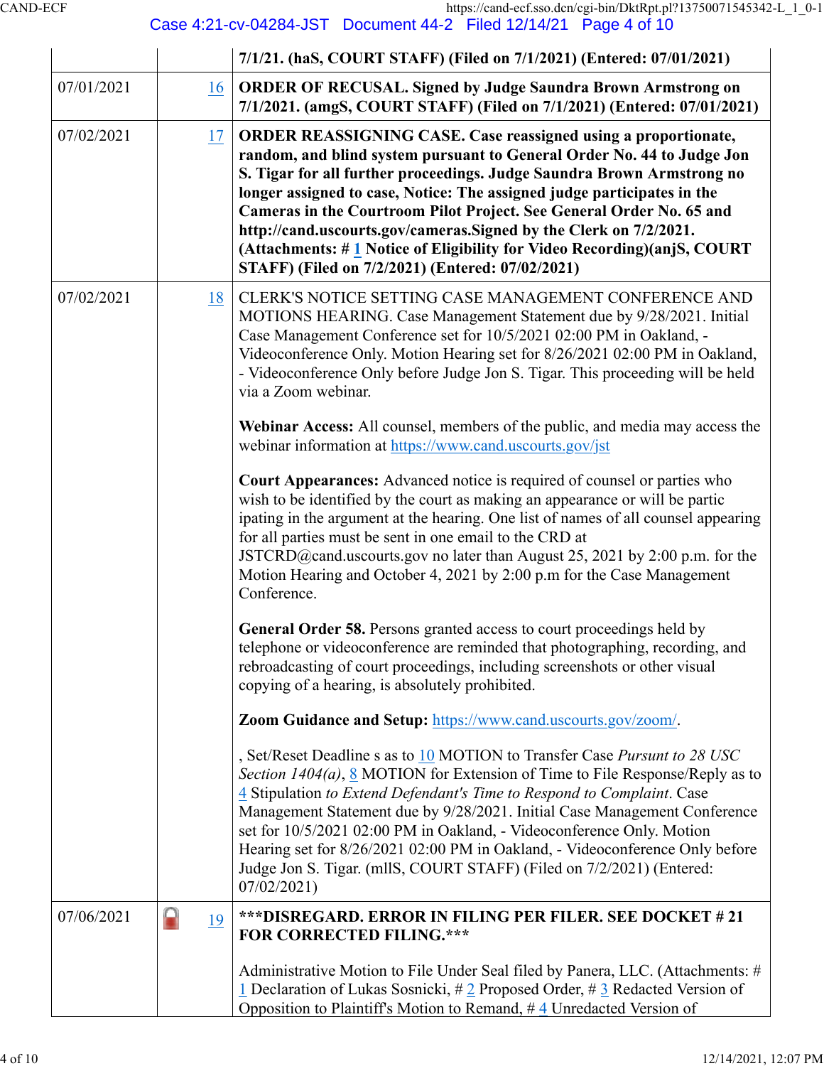| | | |
|---|---|---|
| | | **7/1/21. (haS, COURT STAFF) (Filed on 7/1/2021) (Entered: 07/01/2021)** |
| 07/01/2021 | 16 | **ORDER OF RECUSAL. Signed by Judge Saundra Brown Armstrong on 7/1/2021. (amgS, COURT STAFF) (Filed on 7/1/2021) (Entered: 07/01/2021)** |
| 07/02/2021 | 17 | **ORDER REASSIGNING CASE. Case reassigned using a proportionate, random, and blind system pursuant to General Order No. 44 to Judge Jon S. Tigar for all further proceedings. Judge Saundra Brown Armstrong no longer assigned to case, Notice: The assigned judge participates in the Cameras in the Courtroom Pilot Project. See General Order No. 65 and http://cand.uscourts.gov/cameras.Signed by the Clerk on 7/2/2021. (Attachments: # 1 Notice of Eligibility for Video Recording)(anjS, COURT STAFF) (Filed on 7/2/2021) (Entered: 07/02/2021)** |
| 07/02/2021 | 18 | CLERK'S NOTICE SETTING CASE MANAGEMENT CONFERENCE AND MOTIONS HEARING. Case Management Statement due by 9/28/2021. Initial Case Management Conference set for 10/5/2021 02:00 PM in Oakland, - Videoconference Only. Motion Hearing set for 8/26/2021 02:00 PM in Oakland, - Videoconference Only before Judge Jon S. Tigar. This proceeding will be held via a Zoom webinar.<br><br>**Webinar Access:** All counsel, members of the public, and media may access the webinar information at https://www.cand.uscourts.gov/jst<br><br>**Court Appearances:** Advanced notice is required of counsel or parties who wish to be identified by the court as making an appearance or will be partic ipating in the argument at the hearing. One list of names of all counsel appearing for all parties must be sent in one email to the CRD at JSTCRD@cand.uscourts.gov no later than August 25, 2021 by 2:00 p.m. for the Motion Hearing and October 4, 2021 by 2:00 p.m for the Case Management Conference.<br><br>**General Order 58.** Persons granted access to court proceedings held by telephone or videoconference are reminded that photographing, recording, and rebroadcasting of court proceedings, including screenshots or other visual copying of a hearing, is absolutely prohibited.<br><br>**Zoom Guidance and Setup:** https://www.cand.uscourts.gov/zoom/.<br><br>, Set/Reset Deadline s as to 10 MOTION to Transfer Case *Pursuant to 28 USC Section 1404(a)*, 8 MOTION for Extension of Time to File Response/Reply as to 4 Stipulation *to Extend Defendant's Time to Respond to Complaint*. Case Management Statement due by 9/28/2021. Initial Case Management Conference set for 10/5/2021 02:00 PM in Oakland, - Videoconference Only. Motion Hearing set for 8/26/2021 02:00 PM in Oakland, - Videoconference Only before Judge Jon S. Tigar. (mllS, COURT STAFF) (Filed on 7/2/2021) (Entered: 07/02/2021) |
| 07/06/2021 | 19 | **\*\*\*DISREGARD. ERROR IN FILING PER FILER. SEE DOCKET # 21 FOR CORRECTED FILING.\*\*\***<br><br>Administrative Motion to File Under Seal filed by Panera, LLC. (Attachments: # 1 Declaration of Lukas Sosnicki, # 2 Proposed Order, # 3 Redacted Version of Opposition to Plaintiff's Motion to Remand, # 4 Unredacted Version of |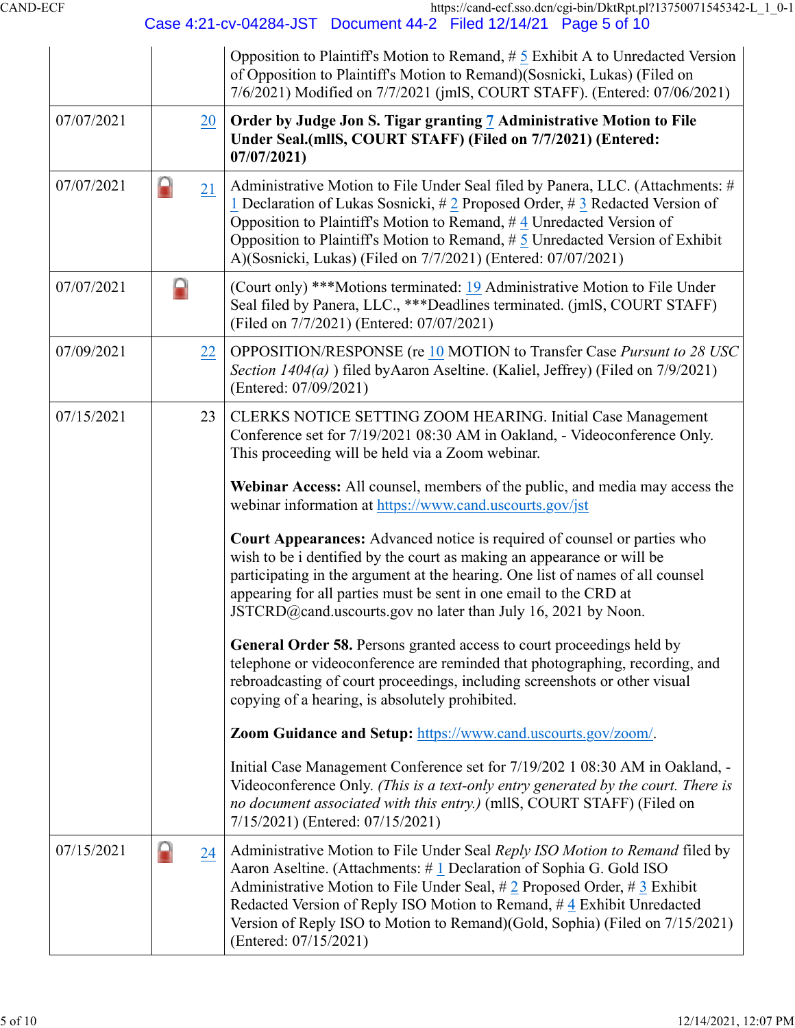| | | |
|---|---|---|
| | | Opposition to Plaintiff's Motion to Remand, # 5 Exhibit A to Unredacted Version of Opposition to Plaintiff's Motion to Remand)(Sosnicki, Lukas) (Filed on 7/6/2021) Modified on 7/7/2021 (jmlS, COURT STAFF). (Entered: 07/06/2021) |
| 07/07/2021 | 20 | **Order by Judge Jon S. Tigar granting 7 Administrative Motion to File Under Seal.(mllS, COURT STAFF) (Filed on 7/7/2021) (Entered: 07/07/2021)** |
| 07/07/2021 | 21 | Administrative Motion to File Under Seal filed by Panera, LLC. (Attachments: # 1 Declaration of Lukas Sosnicki, # 2 Proposed Order, # 3 Redacted Version of Opposition to Plaintiff's Motion to Remand, # 4 Unredacted Version of Opposition to Plaintiff's Motion to Remand, # 5 Unredacted Version of Exhibit A)(Sosnicki, Lukas) (Filed on 7/7/2021) (Entered: 07/07/2021) |
| 07/07/2021 | | (Court only) ***Motions terminated: 19 Administrative Motion to File Under Seal filed by Panera, LLC., ***Deadlines terminated. (jmlS, COURT STAFF) (Filed on 7/7/2021) (Entered: 07/07/2021) |
| 07/09/2021 | 22 | OPPOSITION/RESPONSE (re 10 MOTION to Transfer Case *Pursuant to 28 USC Section 1404(a)* ) filed byAaron Aseltine. (Kaliel, Jeffrey) (Filed on 7/9/2021) (Entered: 07/09/2021) |
| 07/15/2021 | 23 | CLERKS NOTICE SETTING ZOOM HEARING. Initial Case Management Conference set for 7/19/2021 08:30 AM in Oakland, - Videoconference Only. This proceeding will be held via a Zoom webinar.<br><br>**Webinar Access:** All counsel, members of the public, and media may access the webinar information at https://www.cand.uscourts.gov/jst<br><br>**Court Appearances:** Advanced notice is required of counsel or parties who wish to be i dentified by the court as making an appearance or will be participating in the argument at the hearing. One list of names of all counsel appearing for all parties must be sent in one email to the CRD at JSTCRD@cand.uscourts.gov no later than July 16, 2021 by Noon.<br><br>**General Order 58.** Persons granted access to court proceedings held by telephone or videoconference are reminded that photographing, recording, and rebroadcasting of court proceedings, including screenshots or other visual copying of a hearing, is absolutely prohibited.<br><br>**Zoom Guidance and Setup:** https://www.cand.uscourts.gov/zoom/.<br><br>Initial Case Management Conference set for 7/19/202 1 08:30 AM in Oakland, - Videoconference Only. *(This is a text-only entry generated by the court. There is no document associated with this entry.)* (mllS, COURT STAFF) (Filed on 7/15/2021) (Entered: 07/15/2021) |
| 07/15/2021 | 24 | Administrative Motion to File Under Seal *Reply ISO Motion to Remand* filed by Aaron Aseltine. (Attachments: # 1 Declaration of Sophia G. Gold ISO Administrative Motion to File Under Seal, # 2 Proposed Order, # 3 Exhibit Redacted Version of Reply ISO Motion to Remand, # 4 Exhibit Unredacted Version of Reply ISO to Motion to Remand)(Gold, Sophia) (Filed on 7/15/2021) (Entered: 07/15/2021) |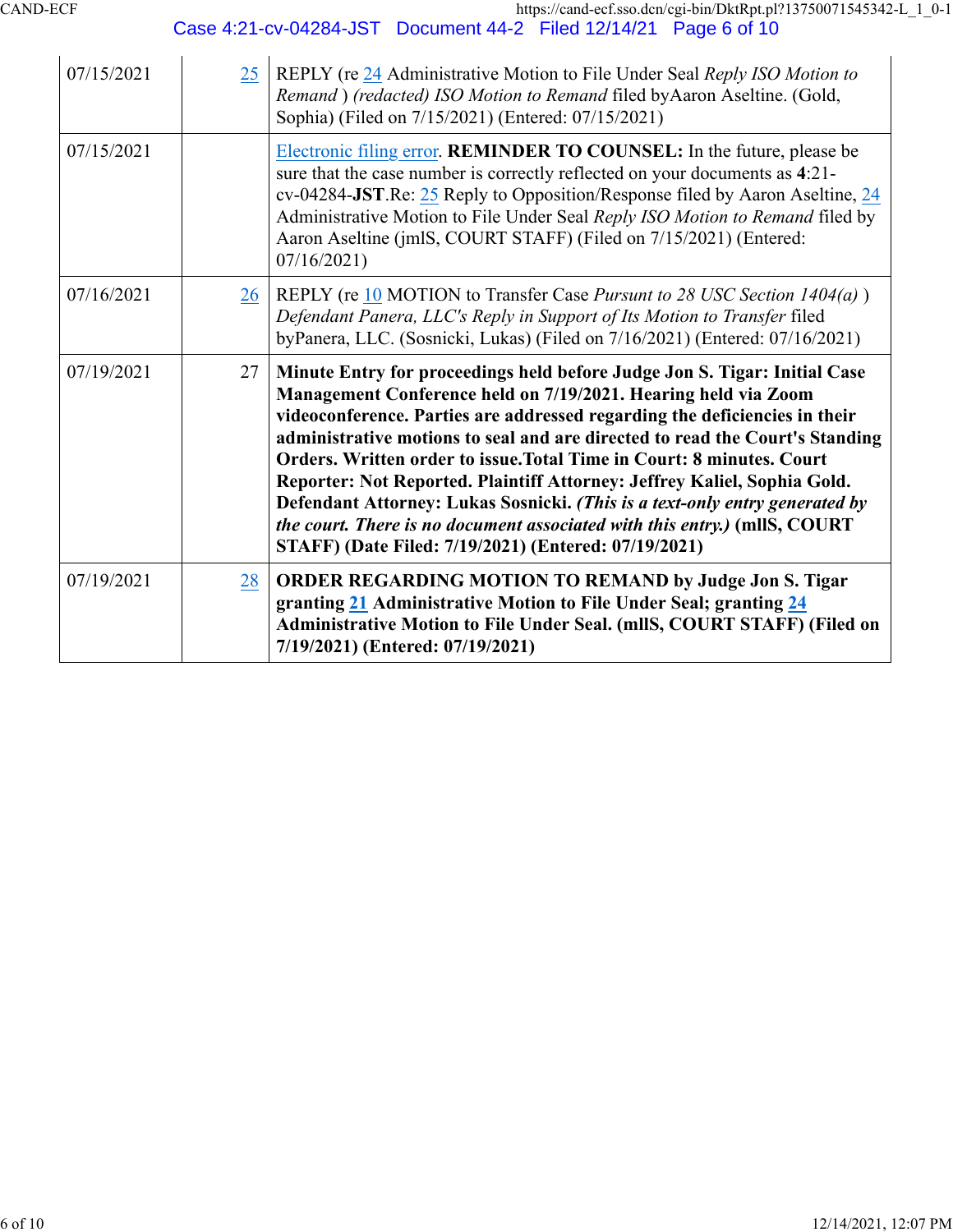| | | |
|---|---|---|
| 07/15/2021 | 25 | REPLY (re 24 Administrative Motion to File Under Seal *Reply ISO Motion to Remand* ) *(redacted) ISO Motion to Remand* filed byAaron Aseltine. (Gold, Sophia) (Filed on 7/15/2021) (Entered: 07/15/2021) |
| 07/15/2021 | | Electronic filing error. **REMINDER TO COUNSEL:** In the future, please be sure that the case number is correctly reflected on your documents as **4**:21-cv-04284-**JST**.Re: 25 Reply to Opposition/Response filed by Aaron Aseltine, 24 Administrative Motion to File Under Seal *Reply ISO Motion to Remand* filed by Aaron Aseltine (jmlS, COURT STAFF) (Filed on 7/15/2021) (Entered: 07/16/2021) |
| 07/16/2021 | 26 | REPLY (re 10 MOTION to Transfer Case *Pursuant to 28 USC Section 1404(a)* ) *Defendant Panera, LLC's Reply in Support of Its Motion to Transfer* filed byPanera, LLC. (Sosnicki, Lukas) (Filed on 7/16/2021) (Entered: 07/16/2021) |
| 07/19/2021 | 27 | **Minute Entry for proceedings held before Judge Jon S. Tigar: Initial Case Management Conference held on 7/19/2021. Hearing held via Zoom videoconference. Parties are addressed regarding the deficiencies in their administrative motions to seal and are directed to read the Court's Standing Orders. Written order to issue.Total Time in Court: 8 minutes. Court Reporter: Not Reported. Plaintiff Attorney: Jeffrey Kaliel, Sophia Gold. Defendant Attorney: Lukas Sosnicki. *(This is a text-only entry generated by the court. There is no document associated with this entry.)* (mllS, COURT STAFF) (Date Filed: 7/19/2021) (Entered: 07/19/2021)** |
| 07/19/2021 | 28 | **ORDER REGARDING MOTION TO REMAND by Judge Jon S. Tigar granting 21 Administrative Motion to File Under Seal; granting 24 Administrative Motion to File Under Seal. (mllS, COURT STAFF) (Filed on 7/19/2021) (Entered: 07/19/2021)** |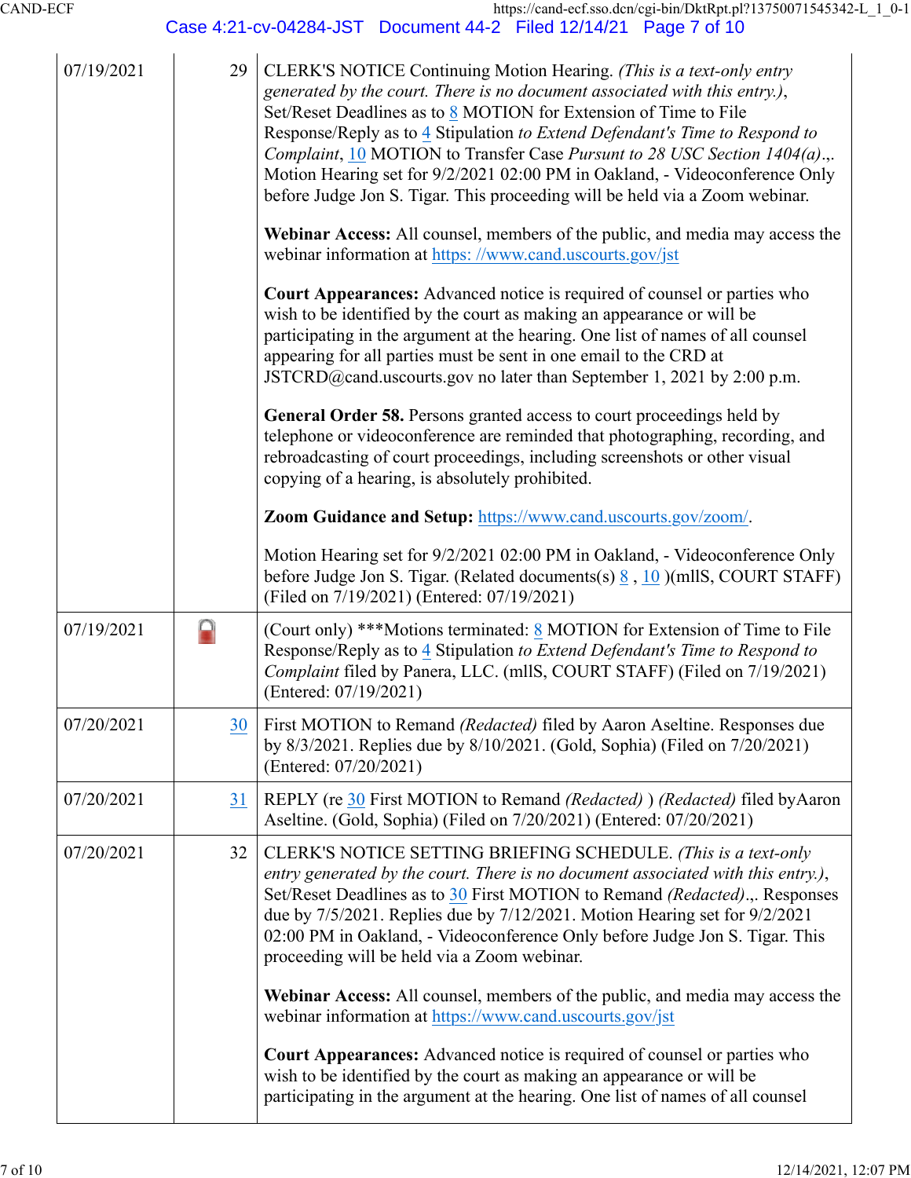| | | |
|---|---|---|
| 07/19/2021 | 29 | CLERK'S NOTICE Continuing Motion Hearing. *(This is a text-only entry generated by the court. There is no document associated with this entry.)*, Set/Reset Deadlines as to 8 MOTION for Extension of Time to File Response/Reply as to 4 Stipulation *to Extend Defendant's Time to Respond to Complaint*, 10 MOTION to Transfer Case *Pursuant to 28 USC Section 1404(a)*.,. Motion Hearing set for 9/2/2021 02:00 PM in Oakland, - Videoconference Only before Judge Jon S. Tigar. This proceeding will be held via a Zoom webinar.<br><br>**Webinar Access:** All counsel, members of the public, and media may access the webinar information at https: //www.cand.uscourts.gov/jst<br><br>**Court Appearances:** Advanced notice is required of counsel or parties who wish to be identified by the court as making an appearance or will be participating in the argument at the hearing. One list of names of all counsel appearing for all parties must be sent in one email to the CRD at JSTCRD@cand.uscourts.gov no later than September 1, 2021 by 2:00 p.m.<br><br>**General Order 58.** Persons granted access to court proceedings held by telephone or videoconference are reminded that photographing, recording, and rebroadcasting of court proceedings, including screenshots or other visual copying of a hearing, is absolutely prohibited.<br><br>**Zoom Guidance and Setup:** https://www.cand.uscourts.gov/zoom/.<br><br>Motion Hearing set for 9/2/2021 02:00 PM in Oakland, - Videoconference Only before Judge Jon S. Tigar. (Related documents(s) 8 , 10 )(mllS, COURT STAFF) (Filed on 7/19/2021) (Entered: 07/19/2021) |
| 07/19/2021 | | (Court only) ***Motions terminated: 8 MOTION for Extension of Time to File Response/Reply as to 4 Stipulation *to Extend Defendant's Time to Respond to Complaint* filed by Panera, LLC. (mllS, COURT STAFF) (Filed on 7/19/2021) (Entered: 07/19/2021) |
| 07/20/2021 | 30 | First MOTION to Remand *(Redacted)* filed by Aaron Aseltine. Responses due by 8/3/2021. Replies due by 8/10/2021. (Gold, Sophia) (Filed on 7/20/2021) (Entered: 07/20/2021) |
| 07/20/2021 | 31 | REPLY (re 30 First MOTION to Remand *(Redacted)* ) *(Redacted)* filed byAaron Aseltine. (Gold, Sophia) (Filed on 7/20/2021) (Entered: 07/20/2021) |
| 07/20/2021 | 32 | CLERK'S NOTICE SETTING BRIEFING SCHEDULE. *(This is a text-only entry generated by the court. There is no document associated with this entry.)*, Set/Reset Deadlines as to 30 First MOTION to Remand *(Redacted)*.,. Responses due by 7/5/2021. Replies due by 7/12/2021. Motion Hearing set for 9/2/2021 02:00 PM in Oakland, - Videoconference Only before Judge Jon S. Tigar. This proceeding will be held via a Zoom webinar.<br><br>**Webinar Access:** All counsel, members of the public, and media may access the webinar information at https://www.cand.uscourts.gov/jst<br><br>**Court Appearances:** Advanced notice is required of counsel or parties who wish to be identified by the court as making an appearance or will be participating in the argument at the hearing. One list of names of all counsel |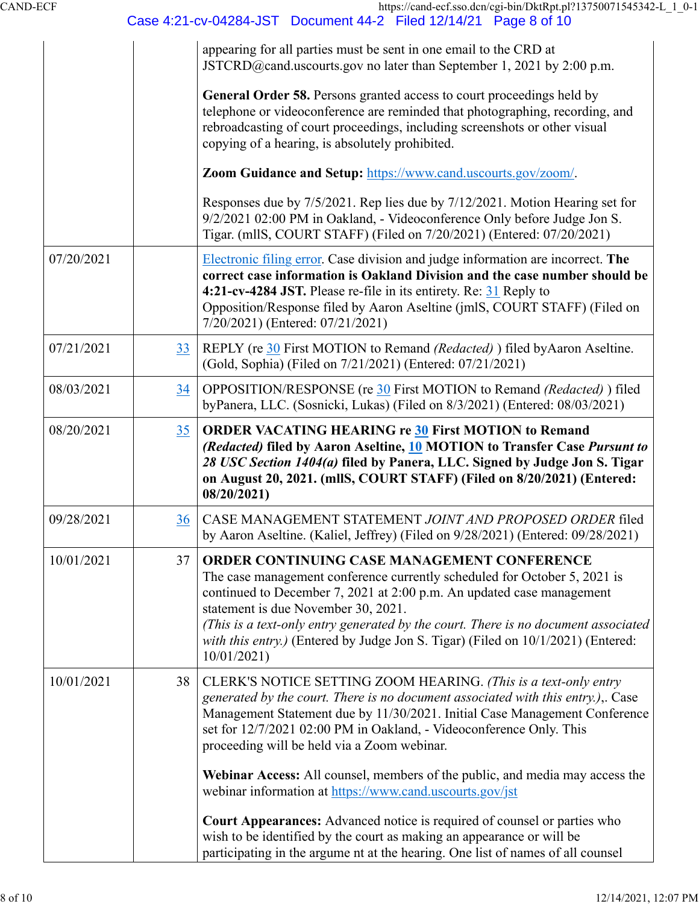| | | |
|---|---|---|
| | | appearing for all parties must be sent in one email to the CRD at JSTCRD@cand.uscourts.gov no later than September 1, 2021 by 2:00 p.m.<br><br>**General Order 58.** Persons granted access to court proceedings held by telephone or videoconference are reminded that photographing, recording, and rebroadcasting of court proceedings, including screenshots or other visual copying of a hearing, is absolutely prohibited.<br><br>**Zoom Guidance and Setup:** https://www.cand.uscourts.gov/zoom/.<br><br>Responses due by 7/5/2021. Rep lies due by 7/12/2021. Motion Hearing set for 9/2/2021 02:00 PM in Oakland, - Videoconference Only before Judge Jon S. Tigar. (mllS, COURT STAFF) (Filed on 7/20/2021) (Entered: 07/20/2021) |
| 07/20/2021 | | Electronic filing error. Case division and judge information are incorrect. **The correct case information is Oakland Division and the case number should be 4:21-cv-4284 JST.** Please re-file in its entirety. Re: 31 Reply to Opposition/Response filed by Aaron Aseltine (jmlS, COURT STAFF) (Filed on 7/20/2021) (Entered: 07/21/2021) |
| 07/21/2021 | 33 | REPLY (re 30 First MOTION to Remand *(Redacted)* ) filed byAaron Aseltine. (Gold, Sophia) (Filed on 7/21/2021) (Entered: 07/21/2021) |
| 08/03/2021 | 34 | OPPOSITION/RESPONSE (re 30 First MOTION to Remand *(Redacted)* ) filed byPanera, LLC. (Sosnicki, Lukas) (Filed on 8/3/2021) (Entered: 08/03/2021) |
| 08/20/2021 | 35 | **ORDER VACATING HEARING re 30 First MOTION to Remand *(Redacted)* filed by Aaron Aseltine, 10 MOTION to Transfer Case *Pursuant to 28 USC Section 1404(a)* filed by Panera, LLC. Signed by Judge Jon S. Tigar on August 20, 2021. (mllS, COURT STAFF) (Filed on 8/20/2021) (Entered: 08/20/2021)** |
| 09/28/2021 | 36 | CASE MANAGEMENT STATEMENT *JOINT AND PROPOSED ORDER* filed by Aaron Aseltine. (Kaliel, Jeffrey) (Filed on 9/28/2021) (Entered: 09/28/2021) |
| 10/01/2021 | 37 | **ORDER CONTINUING CASE MANAGEMENT CONFERENCE**<br>The case management conference currently scheduled for October 5, 2021 is continued to December 7, 2021 at 2:00 p.m. An updated case management statement is due November 30, 2021.<br>*(This is a text-only entry generated by the court. There is no document associated with this entry.)* (Entered by Judge Jon S. Tigar) (Filed on 10/1/2021) (Entered: 10/01/2021) |
| 10/01/2021 | 38 | CLERK'S NOTICE SETTING ZOOM HEARING. *(This is a text-only entry generated by the court. There is no document associated with this entry.)*,. Case Management Statement due by 11/30/2021. Initial Case Management Conference set for 12/7/2021 02:00 PM in Oakland, - Videoconference Only. This proceeding will be held via a Zoom webinar.<br><br>**Webinar Access:** All counsel, members of the public, and media may access the webinar information at https://www.cand.uscourts.gov/jst<br><br>**Court Appearances:** Advanced notice is required of counsel or parties who wish to be identified by the court as making an appearance or will be participating in the argume nt at the hearing. One list of names of all counsel |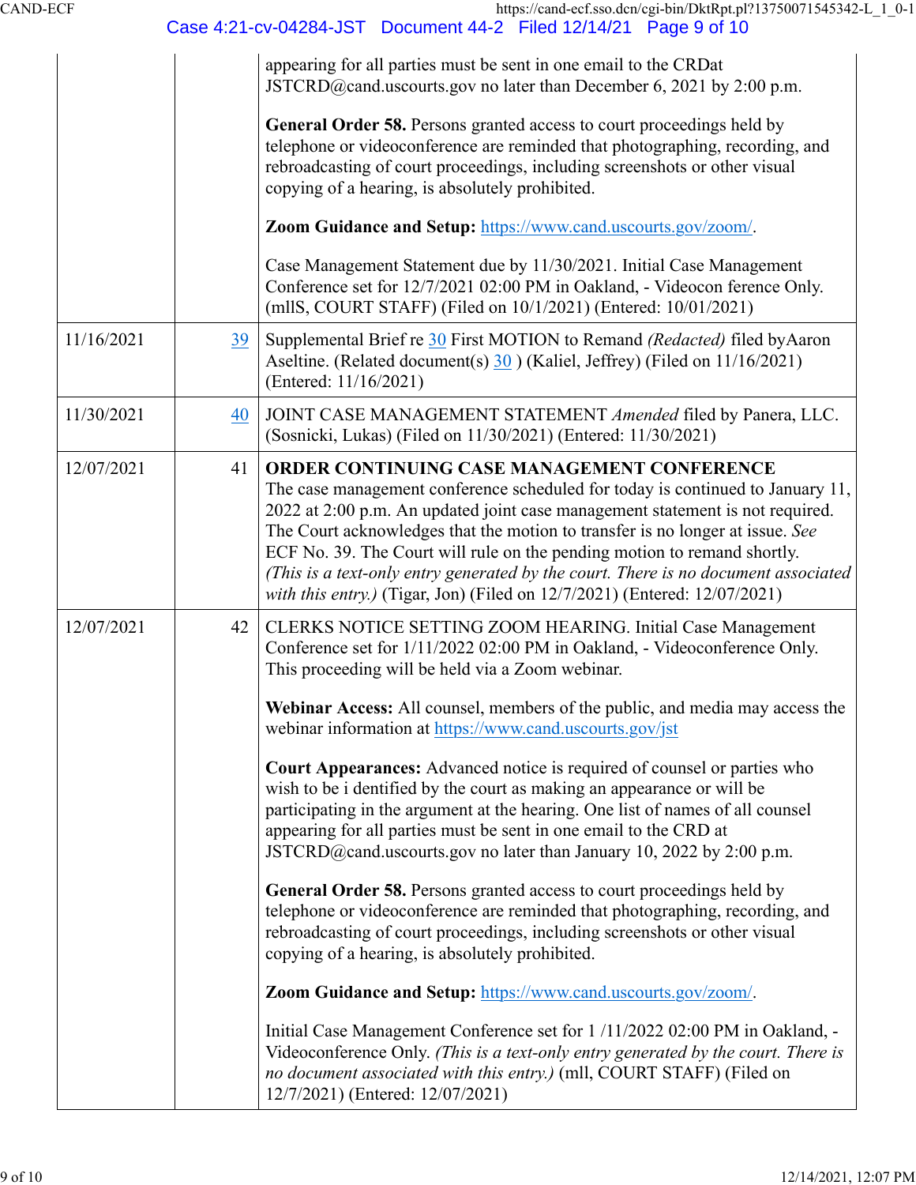| | | appearing for all parties must be sent in one email to the CRDat JSTCRD@cand.uscourts.gov no later than December 6, 2021 by 2:00 p.m.<br><br>**General Order 58.** Persons granted access to court proceedings held by telephone or videoconference are reminded that photographing, recording, and rebroadcasting of court proceedings, including screenshots or other visual copying of a hearing, is absolutely prohibited.<br><br>**Zoom Guidance and Setup:** https://www.cand.uscourts.gov/zoom/.<br><br>Case Management Statement due by 11/30/2021. Initial Case Management Conference set for 12/7/2021 02:00 PM in Oakland, - Videocon ference Only. (mllS, COURT STAFF) (Filed on 10/1/2021) (Entered: 10/01/2021) |
|---|---|---|
| 11/16/2021 | 39 | Supplemental Brief re 30 First MOTION to Remand *(Redacted)* filed byAaron Aseltine. (Related document(s) 30 ) (Kaliel, Jeffrey) (Filed on 11/16/2021) (Entered: 11/16/2021) |
| 11/30/2021 | 40 | JOINT CASE MANAGEMENT STATEMENT *Amended* filed by Panera, LLC. (Sosnicki, Lukas) (Filed on 11/30/2021) (Entered: 11/30/2021) |
| 12/07/2021 | 41 | **ORDER CONTINUING CASE MANAGEMENT CONFERENCE** The case management conference scheduled for today is continued to January 11, 2022 at 2:00 p.m. An updated joint case management statement is not required. The Court acknowledges that the motion to transfer is no longer at issue. *See* ECF No. 39. The Court will rule on the pending motion to remand shortly. *(This is a text-only entry generated by the court. There is no document associated with this entry.)* (Tigar, Jon) (Filed on 12/7/2021) (Entered: 12/07/2021) |
| 12/07/2021 | 42 | CLERKS NOTICE SETTING ZOOM HEARING. Initial Case Management Conference set for 1/11/2022 02:00 PM in Oakland, - Videoconference Only. This proceeding will be held via a Zoom webinar.<br><br>**Webinar Access:** All counsel, members of the public, and media may access the webinar information at https://www.cand.uscourts.gov/jst<br><br>**Court Appearances:** Advanced notice is required of counsel or parties who wish to be i dentified by the court as making an appearance or will be participating in the argument at the hearing. One list of names of all counsel appearing for all parties must be sent in one email to the CRD at JSTCRD@cand.uscourts.gov no later than January 10, 2022 by 2:00 p.m.<br><br>**General Order 58.** Persons granted access to court proceedings held by telephone or videoconference are reminded that photographing, recording, and rebroadcasting of court proceedings, including screenshots or other visual copying of a hearing, is absolutely prohibited.<br><br>**Zoom Guidance and Setup:** https://www.cand.uscourts.gov/zoom/.<br><br>Initial Case Management Conference set for 1 /11/2022 02:00 PM in Oakland, - Videoconference Only. *(This is a text-only entry generated by the court. There is no document associated with this entry.)* (mll, COURT STAFF) (Filed on 12/7/2021) (Entered: 12/07/2021) |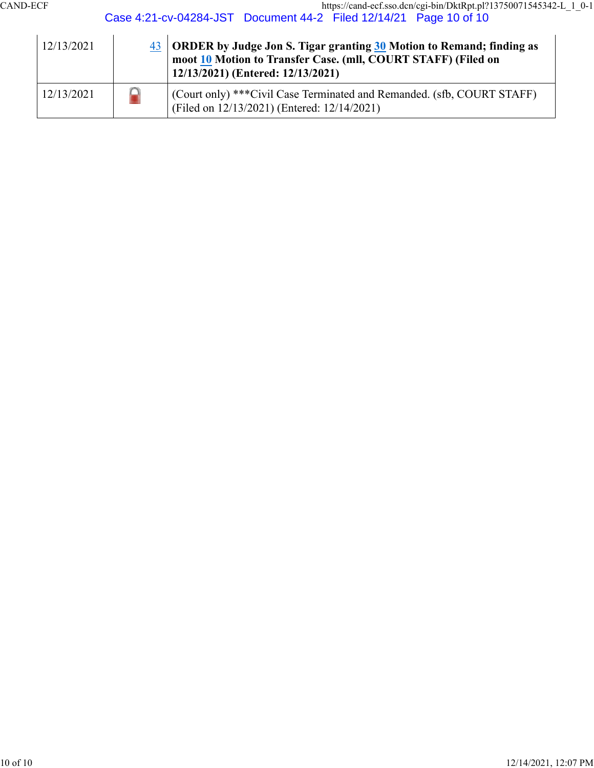| | | |
|---|---|---|
| 12/13/2021 | 43 | **ORDER by Judge Jon S. Tigar granting 30 Motion to Remand; finding as moot 10 Motion to Transfer Case. (mll, COURT STAFF) (Filed on 12/13/2021) (Entered: 12/13/2021)** |
| 12/13/2021 | | (Court only) ***Civil Case Terminated and Remanded. (sfb, COURT STAFF) (Filed on 12/13/2021) (Entered: 12/14/2021) |